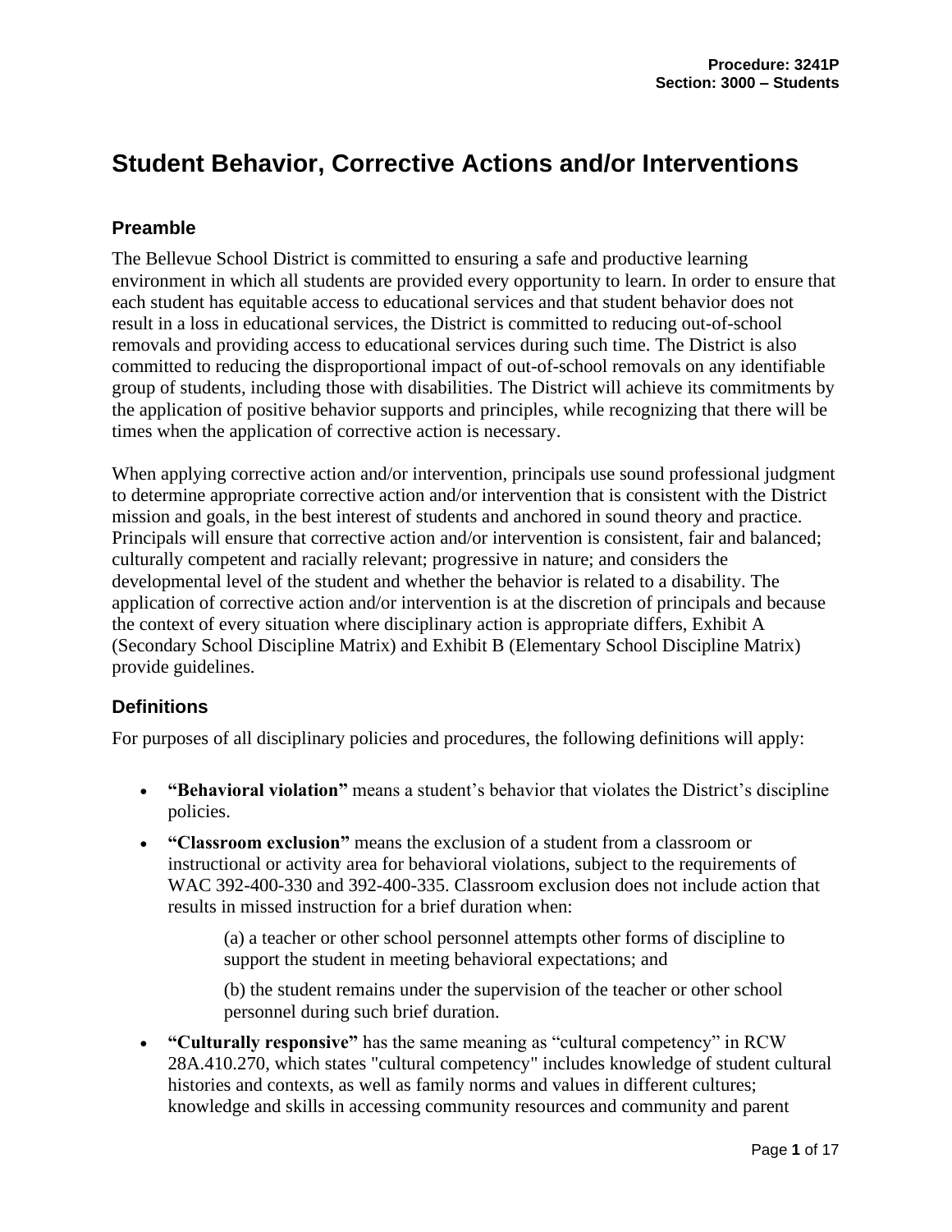Procedure: 3241P
Section: 3000 – Students

# Student Behavior, Corrective Actions and/or Interventions

## Preamble

The Bellevue School District is committed to ensuring a safe and productive learning environment in which all students are provided every opportunity to learn. In order to ensure that each student has equitable access to educational services and that student behavior does not result in a loss in educational services, the District is committed to reducing out-of-school removals and providing access to educational services during such time. The District is also committed to reducing the disproportional impact of out-of-school removals on any identifiable group of students, including those with disabilities. The District will achieve its commitments by the application of positive behavior supports and principles, while recognizing that there will be times when the application of corrective action is necessary.

When applying corrective action and/or intervention, principals use sound professional judgment to determine appropriate corrective action and/or intervention that is consistent with the District mission and goals, in the best interest of students and anchored in sound theory and practice. Principals will ensure that corrective action and/or intervention is consistent, fair and balanced; culturally competent and racially relevant; progressive in nature; and considers the developmental level of the student and whether the behavior is related to a disability. The application of corrective action and/or intervention is at the discretion of principals and because the context of every situation where disciplinary action is appropriate differs, Exhibit A (Secondary School Discipline Matrix) and Exhibit B (Elementary School Discipline Matrix) provide guidelines.

## Definitions

For purposes of all disciplinary policies and procedures, the following definitions will apply:

- **"Behavioral violation"** means a student's behavior that violates the District's discipline policies.
- **"Classroom exclusion"** means the exclusion of a student from a classroom or instructional or activity area for behavioral violations, subject to the requirements of WAC 392-400-330 and 392-400-335. Classroom exclusion does not include action that results in missed instruction for a brief duration when:

  (a) a teacher or other school personnel attempts other forms of discipline to support the student in meeting behavioral expectations; and

  (b) the student remains under the supervision of the teacher or other school personnel during such brief duration.
- **"Culturally responsive"** has the same meaning as "cultural competency" in RCW 28A.410.270, which states "cultural competency" includes knowledge of student cultural histories and contexts, as well as family norms and values in different cultures; knowledge and skills in accessing community resources and community and parent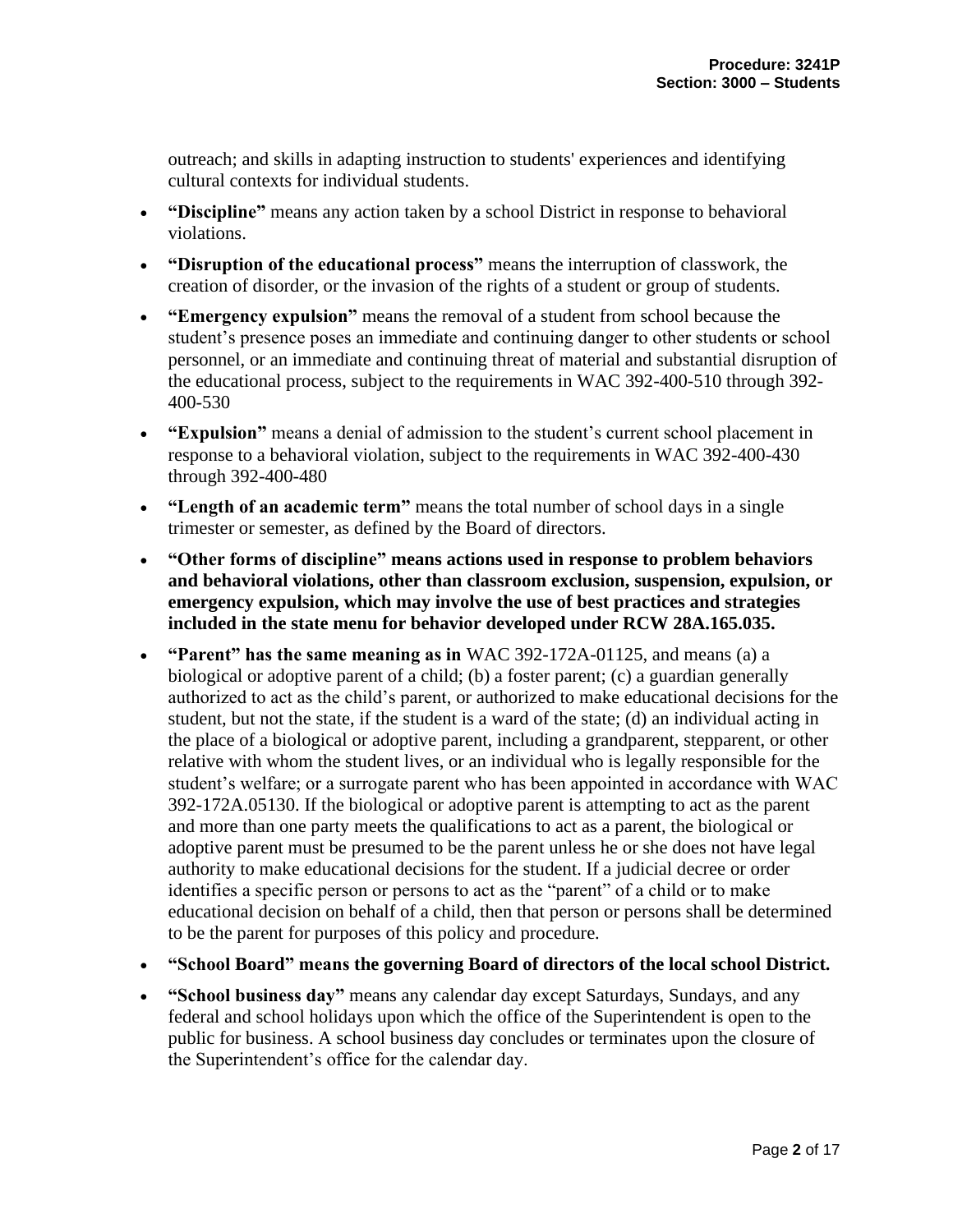outreach; and skills in adapting instruction to students' experiences and identifying cultural contexts for individual students.

- **"Discipline"** means any action taken by a school District in response to behavioral violations.
- **"Disruption of the educational process"** means the interruption of classwork, the creation of disorder, or the invasion of the rights of a student or group of students.
- **"Emergency expulsion"** means the removal of a student from school because the student's presence poses an immediate and continuing danger to other students or school personnel, or an immediate and continuing threat of material and substantial disruption of the educational process, subject to the requirements in WAC 392-400-510 through 392-400-530
- **"Expulsion"** means a denial of admission to the student's current school placement in response to a behavioral violation, subject to the requirements in WAC 392-400-430 through 392-400-480
- **"Length of an academic term"** means the total number of school days in a single trimester or semester, as defined by the Board of directors.
- **"Other forms of discipline" means actions used in response to problem behaviors and behavioral violations, other than classroom exclusion, suspension, expulsion, or emergency expulsion, which may involve the use of best practices and strategies included in the state menu for behavior developed under RCW 28A.165.035.**
- **"Parent" has the same meaning as in** WAC 392-172A-01125, and means (a) a biological or adoptive parent of a child; (b) a foster parent; (c) a guardian generally authorized to act as the child's parent, or authorized to make educational decisions for the student, but not the state, if the student is a ward of the state; (d) an individual acting in the place of a biological or adoptive parent, including a grandparent, stepparent, or other relative with whom the student lives, or an individual who is legally responsible for the student's welfare; or a surrogate parent who has been appointed in accordance with WAC 392-172A.05130. If the biological or adoptive parent is attempting to act as the parent and more than one party meets the qualifications to act as a parent, the biological or adoptive parent must be presumed to be the parent unless he or she does not have legal authority to make educational decisions for the student. If a judicial decree or order identifies a specific person or persons to act as the "parent" of a child or to make educational decision on behalf of a child, then that person or persons shall be determined to be the parent for purposes of this policy and procedure.
- **"School Board" means the governing Board of directors of the local school District.**
- **"School business day"** means any calendar day except Saturdays, Sundays, and any federal and school holidays upon which the office of the Superintendent is open to the public for business. A school business day concludes or terminates upon the closure of the Superintendent's office for the calendar day.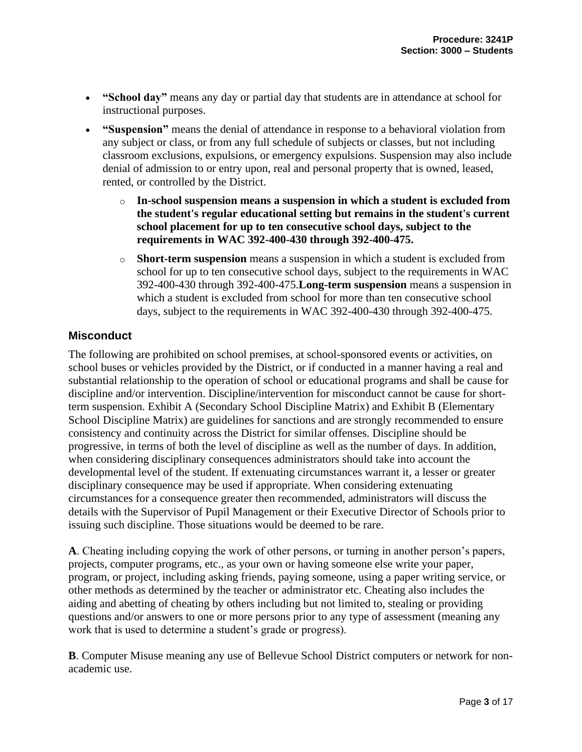- **"School day"** means any day or partial day that students are in attendance at school for instructional purposes.
- **"Suspension"** means the denial of attendance in response to a behavioral violation from any subject or class, or from any full schedule of subjects or classes, but not including classroom exclusions, expulsions, or emergency expulsions. Suspension may also include denial of admission to or entry upon, real and personal property that is owned, leased, rented, or controlled by the District.
  - **In-school suspension means a suspension in which a student is excluded from the student's regular educational setting but remains in the student's current school placement for up to ten consecutive school days, subject to the requirements in WAC 392-400-430 through 392-400-475.**
  - **Short-term suspension** means a suspension in which a student is excluded from school for up to ten consecutive school days, subject to the requirements in WAC 392-400-430 through 392-400-475.**Long-term suspension** means a suspension in which a student is excluded from school for more than ten consecutive school days, subject to the requirements in WAC 392-400-430 through 392-400-475.

## Misconduct

The following are prohibited on school premises, at school-sponsored events or activities, on school buses or vehicles provided by the District, or if conducted in a manner having a real and substantial relationship to the operation of school or educational programs and shall be cause for discipline and/or intervention. Discipline/intervention for misconduct cannot be cause for short-term suspension. Exhibit A (Secondary School Discipline Matrix) and Exhibit B (Elementary School Discipline Matrix) are guidelines for sanctions and are strongly recommended to ensure consistency and continuity across the District for similar offenses. Discipline should be progressive, in terms of both the level of discipline as well as the number of days. In addition, when considering disciplinary consequences administrators should take into account the developmental level of the student. If extenuating circumstances warrant it, a lesser or greater disciplinary consequence may be used if appropriate. When considering extenuating circumstances for a consequence greater then recommended, administrators will discuss the details with the Supervisor of Pupil Management or their Executive Director of Schools prior to issuing such discipline. Those situations would be deemed to be rare.

**A**. Cheating including copying the work of other persons, or turning in another person's papers, projects, computer programs, etc., as your own or having someone else write your paper, program, or project, including asking friends, paying someone, using a paper writing service, or other methods as determined by the teacher or administrator etc. Cheating also includes the aiding and abetting of cheating by others including but not limited to, stealing or providing questions and/or answers to one or more persons prior to any type of assessment (meaning any work that is used to determine a student's grade or progress).

**B**. Computer Misuse meaning any use of Bellevue School District computers or network for non-academic use.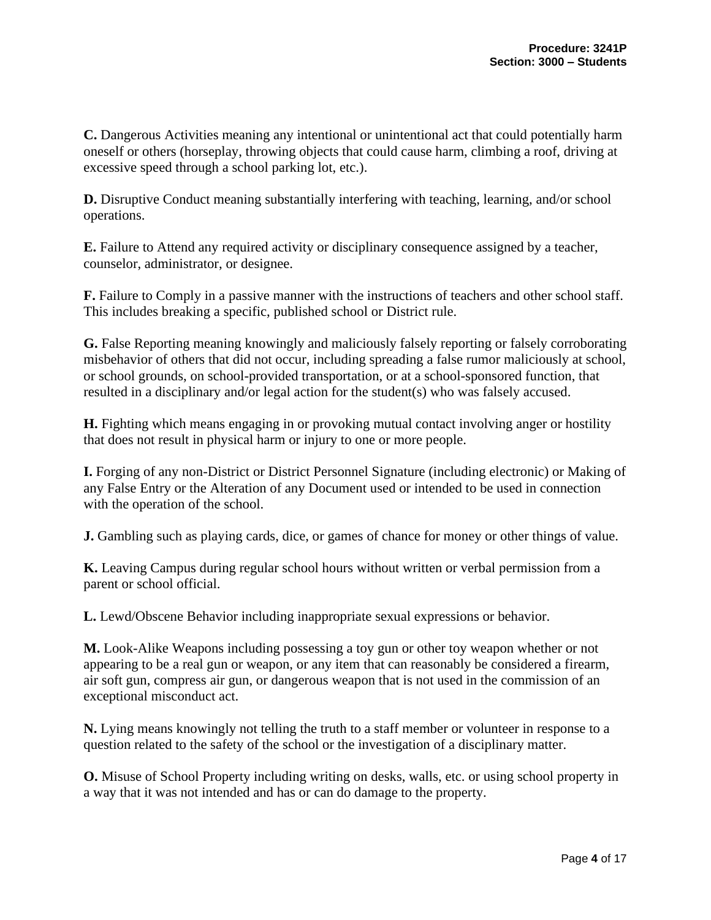**C.** Dangerous Activities meaning any intentional or unintentional act that could potentially harm oneself or others (horseplay, throwing objects that could cause harm, climbing a roof, driving at excessive speed through a school parking lot, etc.).

**D.** Disruptive Conduct meaning substantially interfering with teaching, learning, and/or school operations.

**E.** Failure to Attend any required activity or disciplinary consequence assigned by a teacher, counselor, administrator, or designee.

**F.** Failure to Comply in a passive manner with the instructions of teachers and other school staff. This includes breaking a specific, published school or District rule.

**G.** False Reporting meaning knowingly and maliciously falsely reporting or falsely corroborating misbehavior of others that did not occur, including spreading a false rumor maliciously at school, or school grounds, on school-provided transportation, or at a school-sponsored function, that resulted in a disciplinary and/or legal action for the student(s) who was falsely accused.

**H.** Fighting which means engaging in or provoking mutual contact involving anger or hostility that does not result in physical harm or injury to one or more people.

**I.** Forging of any non-District or District Personnel Signature (including electronic) or Making of any False Entry or the Alteration of any Document used or intended to be used in connection with the operation of the school.

**J.** Gambling such as playing cards, dice, or games of chance for money or other things of value.

**K.** Leaving Campus during regular school hours without written or verbal permission from a parent or school official.

**L.** Lewd/Obscene Behavior including inappropriate sexual expressions or behavior.

**M.** Look-Alike Weapons including possessing a toy gun or other toy weapon whether or not appearing to be a real gun or weapon, or any item that can reasonably be considered a firearm, air soft gun, compress air gun, or dangerous weapon that is not used in the commission of an exceptional misconduct act.

**N.** Lying means knowingly not telling the truth to a staff member or volunteer in response to a question related to the safety of the school or the investigation of a disciplinary matter.

**O.** Misuse of School Property including writing on desks, walls, etc. or using school property in a way that it was not intended and has or can do damage to the property.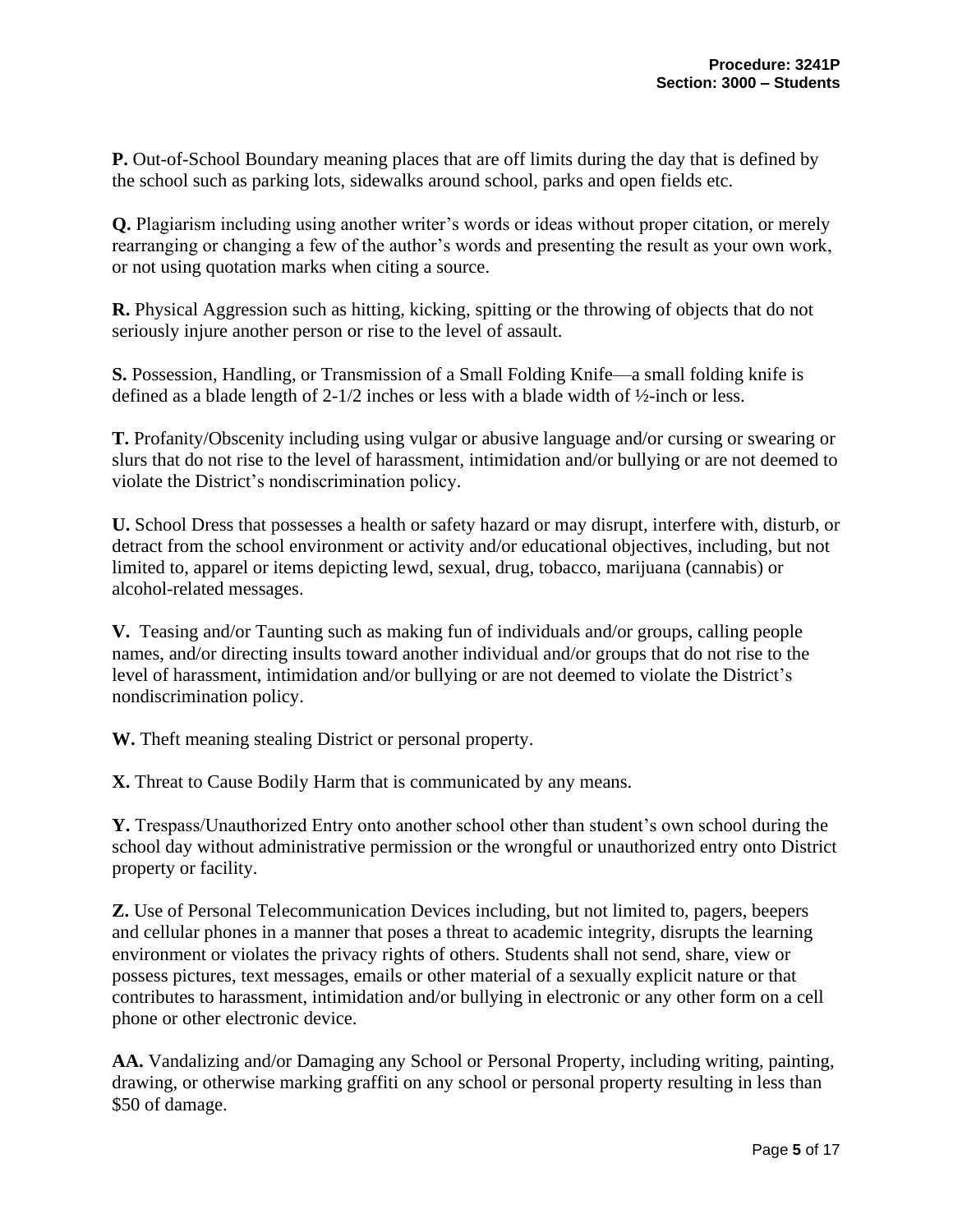**P.** Out-of-School Boundary meaning places that are off limits during the day that is defined by the school such as parking lots, sidewalks around school, parks and open fields etc.

**Q.** Plagiarism including using another writer's words or ideas without proper citation, or merely rearranging or changing a few of the author's words and presenting the result as your own work, or not using quotation marks when citing a source.

**R.** Physical Aggression such as hitting, kicking, spitting or the throwing of objects that do not seriously injure another person or rise to the level of assault.

**S.** Possession, Handling, or Transmission of a Small Folding Knife—a small folding knife is defined as a blade length of 2-1/2 inches or less with a blade width of ½-inch or less.

**T.** Profanity/Obscenity including using vulgar or abusive language and/or cursing or swearing or slurs that do not rise to the level of harassment, intimidation and/or bullying or are not deemed to violate the District's nondiscrimination policy.

**U.** School Dress that possesses a health or safety hazard or may disrupt, interfere with, disturb, or detract from the school environment or activity and/or educational objectives, including, but not limited to, apparel or items depicting lewd, sexual, drug, tobacco, marijuana (cannabis) or alcohol-related messages.

**V.** Teasing and/or Taunting such as making fun of individuals and/or groups, calling people names, and/or directing insults toward another individual and/or groups that do not rise to the level of harassment, intimidation and/or bullying or are not deemed to violate the District's nondiscrimination policy.

**W.** Theft meaning stealing District or personal property.

**X.** Threat to Cause Bodily Harm that is communicated by any means.

**Y.** Trespass/Unauthorized Entry onto another school other than student's own school during the school day without administrative permission or the wrongful or unauthorized entry onto District property or facility.

**Z.** Use of Personal Telecommunication Devices including, but not limited to, pagers, beepers and cellular phones in a manner that poses a threat to academic integrity, disrupts the learning environment or violates the privacy rights of others. Students shall not send, share, view or possess pictures, text messages, emails or other material of a sexually explicit nature or that contributes to harassment, intimidation and/or bullying in electronic or any other form on a cell phone or other electronic device.

**AA.** Vandalizing and/or Damaging any School or Personal Property, including writing, painting, drawing, or otherwise marking graffiti on any school or personal property resulting in less than $50 of damage.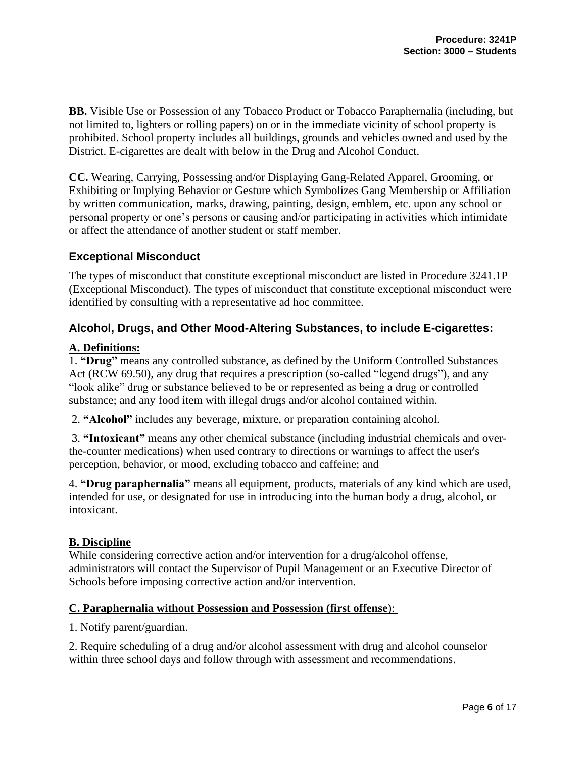**BB.** Visible Use or Possession of any Tobacco Product or Tobacco Paraphernalia (including, but not limited to, lighters or rolling papers) on or in the immediate vicinity of school property is prohibited. School property includes all buildings, grounds and vehicles owned and used by the District. E-cigarettes are dealt with below in the Drug and Alcohol Conduct.

**CC.** Wearing, Carrying, Possessing and/or Displaying Gang-Related Apparel, Grooming, or Exhibiting or Implying Behavior or Gesture which Symbolizes Gang Membership or Affiliation by written communication, marks, drawing, painting, design, emblem, etc. upon any school or personal property or one's persons or causing and/or participating in activities which intimidate or affect the attendance of another student or staff member.

## Exceptional Misconduct

The types of misconduct that constitute exceptional misconduct are listed in Procedure 3241.1P (Exceptional Misconduct). The types of misconduct that constitute exceptional misconduct were identified by consulting with a representative ad hoc committee.

## Alcohol, Drugs, and Other Mood-Altering Substances, to include E-cigarettes:

**A. Definitions:**

1. **"Drug"** means any controlled substance, as defined by the Uniform Controlled Substances Act (RCW 69.50), any drug that requires a prescription (so-called "legend drugs"), and any "look alike" drug or substance believed to be or represented as being a drug or controlled substance; and any food item with illegal drugs and/or alcohol contained within.

2. **"Alcohol"** includes any beverage, mixture, or preparation containing alcohol.

3. **"Intoxicant"** means any other chemical substance (including industrial chemicals and over-the-counter medications) when used contrary to directions or warnings to affect the user's perception, behavior, or mood, excluding tobacco and caffeine; and

4. **"Drug paraphernalia"** means all equipment, products, materials of any kind which are used, intended for use, or designated for use in introducing into the human body a drug, alcohol, or intoxicant.

**B. Discipline**

While considering corrective action and/or intervention for a drug/alcohol offense, administrators will contact the Supervisor of Pupil Management or an Executive Director of Schools before imposing corrective action and/or intervention.

**C. Paraphernalia without Possession and Possession (first offense):**

1. Notify parent/guardian.

2. Require scheduling of a drug and/or alcohol assessment with drug and alcohol counselor within three school days and follow through with assessment and recommendations.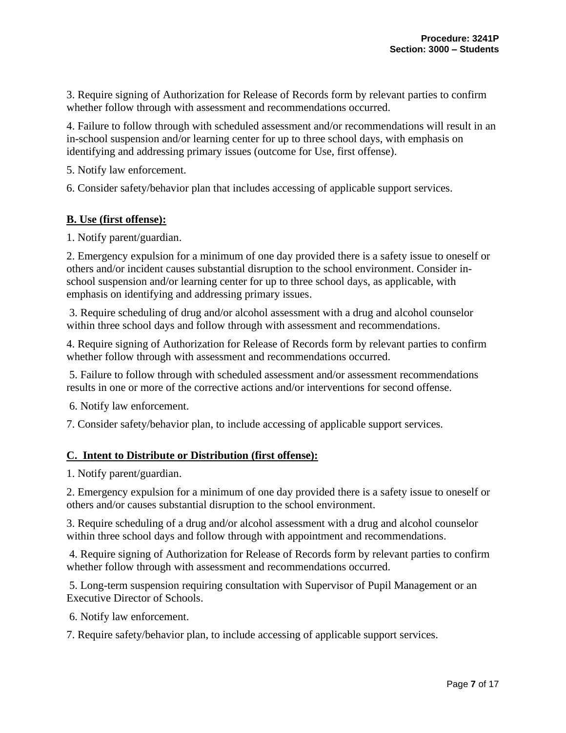3. Require signing of Authorization for Release of Records form by relevant parties to confirm whether follow through with assessment and recommendations occurred.

4. Failure to follow through with scheduled assessment and/or recommendations will result in an in-school suspension and/or learning center for up to three school days, with emphasis on identifying and addressing primary issues (outcome for Use, first offense).

5. Notify law enforcement.

6. Consider safety/behavior plan that includes accessing of applicable support services.

**B. Use (first offense):**

1. Notify parent/guardian.

2. Emergency expulsion for a minimum of one day provided there is a safety issue to oneself or others and/or incident causes substantial disruption to the school environment. Consider in-school suspension and/or learning center for up to three school days, as applicable, with emphasis on identifying and addressing primary issues.

3. Require scheduling of drug and/or alcohol assessment with a drug and alcohol counselor within three school days and follow through with assessment and recommendations.

4. Require signing of Authorization for Release of Records form by relevant parties to confirm whether follow through with assessment and recommendations occurred.

5. Failure to follow through with scheduled assessment and/or assessment recommendations results in one or more of the corrective actions and/or interventions for second offense.

6. Notify law enforcement.

7. Consider safety/behavior plan, to include accessing of applicable support services.

**C. Intent to Distribute or Distribution (first offense):**

1. Notify parent/guardian.

2. Emergency expulsion for a minimum of one day provided there is a safety issue to oneself or others and/or causes substantial disruption to the school environment.

3. Require scheduling of a drug and/or alcohol assessment with a drug and alcohol counselor within three school days and follow through with appointment and recommendations.

4. Require signing of Authorization for Release of Records form by relevant parties to confirm whether follow through with assessment and recommendations occurred.

5. Long-term suspension requiring consultation with Supervisor of Pupil Management or an Executive Director of Schools.

6. Notify law enforcement.

7. Require safety/behavior plan, to include accessing of applicable support services.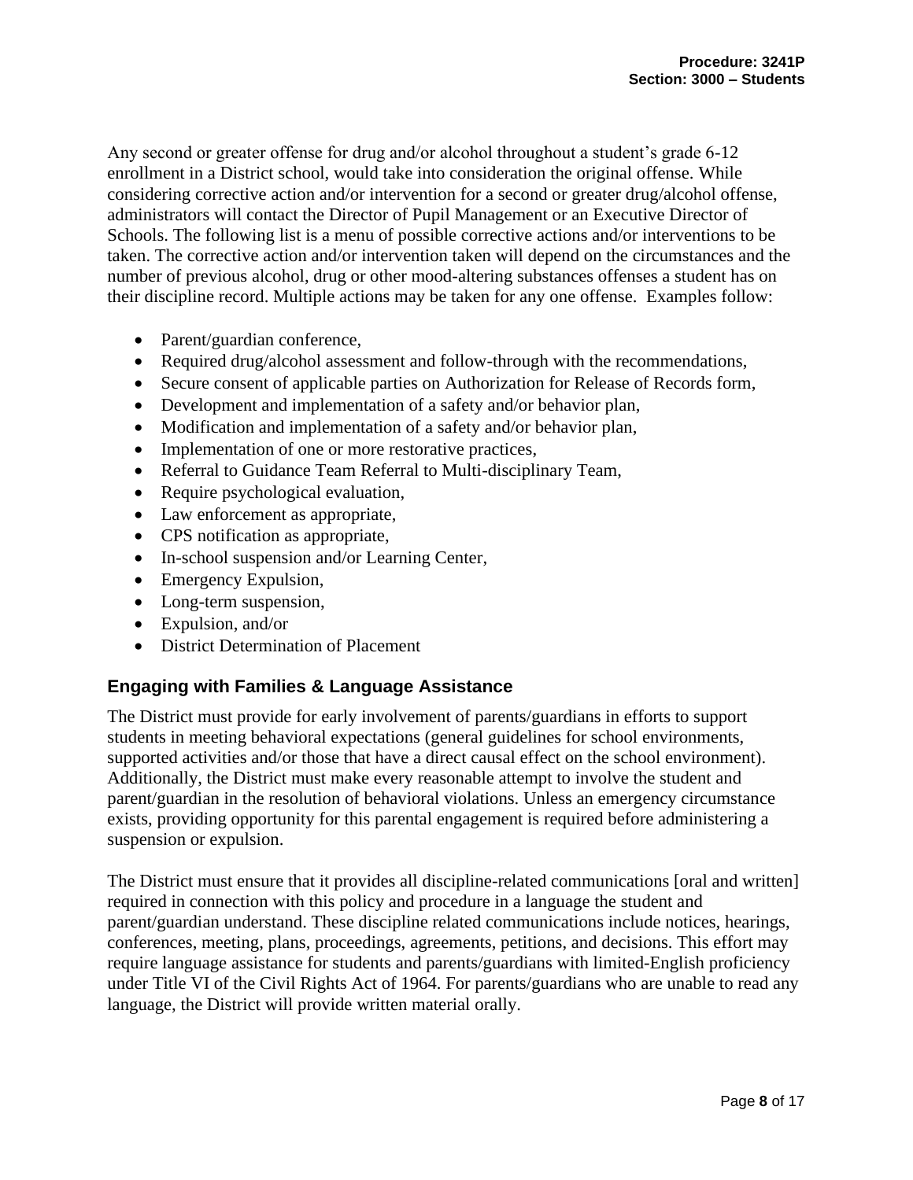Any second or greater offense for drug and/or alcohol throughout a student's grade 6-12 enrollment in a District school, would take into consideration the original offense. While considering corrective action and/or intervention for a second or greater drug/alcohol offense, administrators will contact the Director of Pupil Management or an Executive Director of Schools. The following list is a menu of possible corrective actions and/or interventions to be taken. The corrective action and/or intervention taken will depend on the circumstances and the number of previous alcohol, drug or other mood-altering substances offenses a student has on their discipline record. Multiple actions may be taken for any one offense. Examples follow:

- Parent/guardian conference,
- Required drug/alcohol assessment and follow-through with the recommendations,
- Secure consent of applicable parties on Authorization for Release of Records form,
- Development and implementation of a safety and/or behavior plan,
- Modification and implementation of a safety and/or behavior plan,
- Implementation of one or more restorative practices,
- Referral to Guidance Team Referral to Multi-disciplinary Team,
- Require psychological evaluation,
- Law enforcement as appropriate,
- CPS notification as appropriate,
- In-school suspension and/or Learning Center,
- Emergency Expulsion,
- Long-term suspension,
- Expulsion, and/or
- District Determination of Placement

## Engaging with Families & Language Assistance

The District must provide for early involvement of parents/guardians in efforts to support students in meeting behavioral expectations (general guidelines for school environments, supported activities and/or those that have a direct causal effect on the school environment). Additionally, the District must make every reasonable attempt to involve the student and parent/guardian in the resolution of behavioral violations. Unless an emergency circumstance exists, providing opportunity for this parental engagement is required before administering a suspension or expulsion.

The District must ensure that it provides all discipline-related communications [oral and written] required in connection with this policy and procedure in a language the student and parent/guardian understand. These discipline related communications include notices, hearings, conferences, meeting, plans, proceedings, agreements, petitions, and decisions. This effort may require language assistance for students and parents/guardians with limited-English proficiency under Title VI of the Civil Rights Act of 1964. For parents/guardians who are unable to read any language, the District will provide written material orally.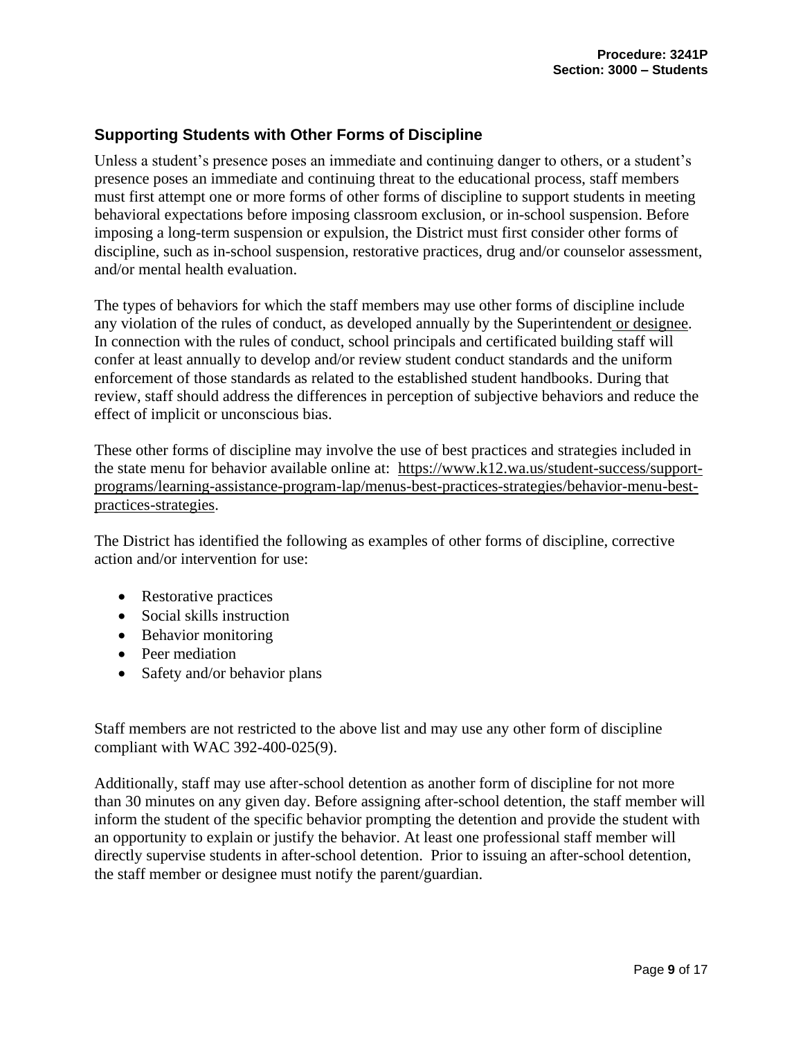## Supporting Students with Other Forms of Discipline

Unless a student's presence poses an immediate and continuing danger to others, or a student's presence poses an immediate and continuing threat to the educational process, staff members must first attempt one or more forms of other forms of discipline to support students in meeting behavioral expectations before imposing classroom exclusion, or in-school suspension. Before imposing a long-term suspension or expulsion, the District must first consider other forms of discipline, such as in-school suspension, restorative practices, drug and/or counselor assessment, and/or mental health evaluation.

The types of behaviors for which the staff members may use other forms of discipline include any violation of the rules of conduct, as developed annually by the Superintendent or designee. In connection with the rules of conduct, school principals and certificated building staff will confer at least annually to develop and/or review student conduct standards and the uniform enforcement of those standards as related to the established student handbooks. During that review, staff should address the differences in perception of subjective behaviors and reduce the effect of implicit or unconscious bias.

These other forms of discipline may involve the use of best practices and strategies included in the state menu for behavior available online at: https://www.k12.wa.us/student-success/support-programs/learning-assistance-program-lap/menus-best-practices-strategies/behavior-menu-best-practices-strategies.

The District has identified the following as examples of other forms of discipline, corrective action and/or intervention for use:

- Restorative practices
- Social skills instruction
- Behavior monitoring
- Peer mediation
- Safety and/or behavior plans

Staff members are not restricted to the above list and may use any other form of discipline compliant with WAC 392-400-025(9).

Additionally, staff may use after-school detention as another form of discipline for not more than 30 minutes on any given day. Before assigning after-school detention, the staff member will inform the student of the specific behavior prompting the detention and provide the student with an opportunity to explain or justify the behavior. At least one professional staff member will directly supervise students in after-school detention. Prior to issuing an after-school detention, the staff member or designee must notify the parent/guardian.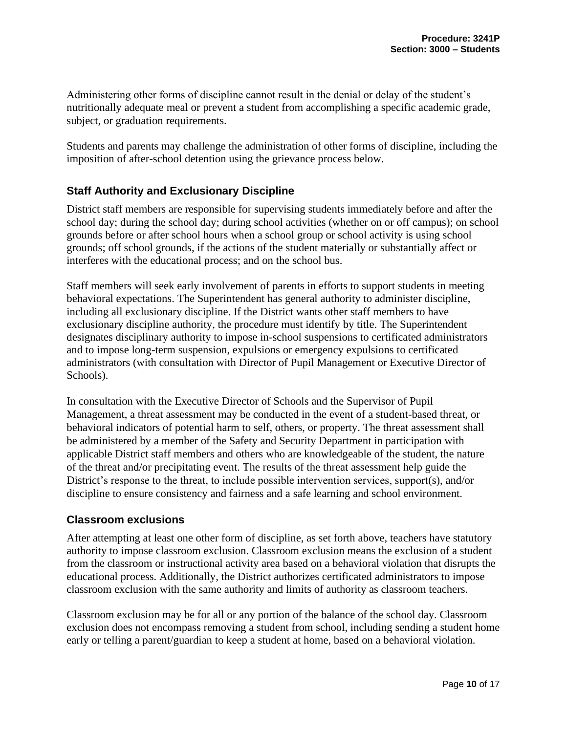Administering other forms of discipline cannot result in the denial or delay of the student's nutritionally adequate meal or prevent a student from accomplishing a specific academic grade, subject, or graduation requirements.

Students and parents may challenge the administration of other forms of discipline, including the imposition of after-school detention using the grievance process below.

### Staff Authority and Exclusionary Discipline

District staff members are responsible for supervising students immediately before and after the school day; during the school day; during school activities (whether on or off campus); on school grounds before or after school hours when a school group or school activity is using school grounds; off school grounds, if the actions of the student materially or substantially affect or interferes with the educational process; and on the school bus.

Staff members will seek early involvement of parents in efforts to support students in meeting behavioral expectations. The Superintendent has general authority to administer discipline, including all exclusionary discipline. If the District wants other staff members to have exclusionary discipline authority, the procedure must identify by title. The Superintendent designates disciplinary authority to impose in-school suspensions to certificated administrators and to impose long-term suspension, expulsions or emergency expulsions to certificated administrators (with consultation with Director of Pupil Management or Executive Director of Schools).

In consultation with the Executive Director of Schools and the Supervisor of Pupil Management, a threat assessment may be conducted in the event of a student-based threat, or behavioral indicators of potential harm to self, others, or property. The threat assessment shall be administered by a member of the Safety and Security Department in participation with applicable District staff members and others who are knowledgeable of the student, the nature of the threat and/or precipitating event. The results of the threat assessment help guide the District's response to the threat, to include possible intervention services, support(s), and/or discipline to ensure consistency and fairness and a safe learning and school environment.

### Classroom exclusions

After attempting at least one other form of discipline, as set forth above, teachers have statutory authority to impose classroom exclusion. Classroom exclusion means the exclusion of a student from the classroom or instructional activity area based on a behavioral violation that disrupts the educational process. Additionally, the District authorizes certificated administrators to impose classroom exclusion with the same authority and limits of authority as classroom teachers.

Classroom exclusion may be for all or any portion of the balance of the school day. Classroom exclusion does not encompass removing a student from school, including sending a student home early or telling a parent/guardian to keep a student at home, based on a behavioral violation.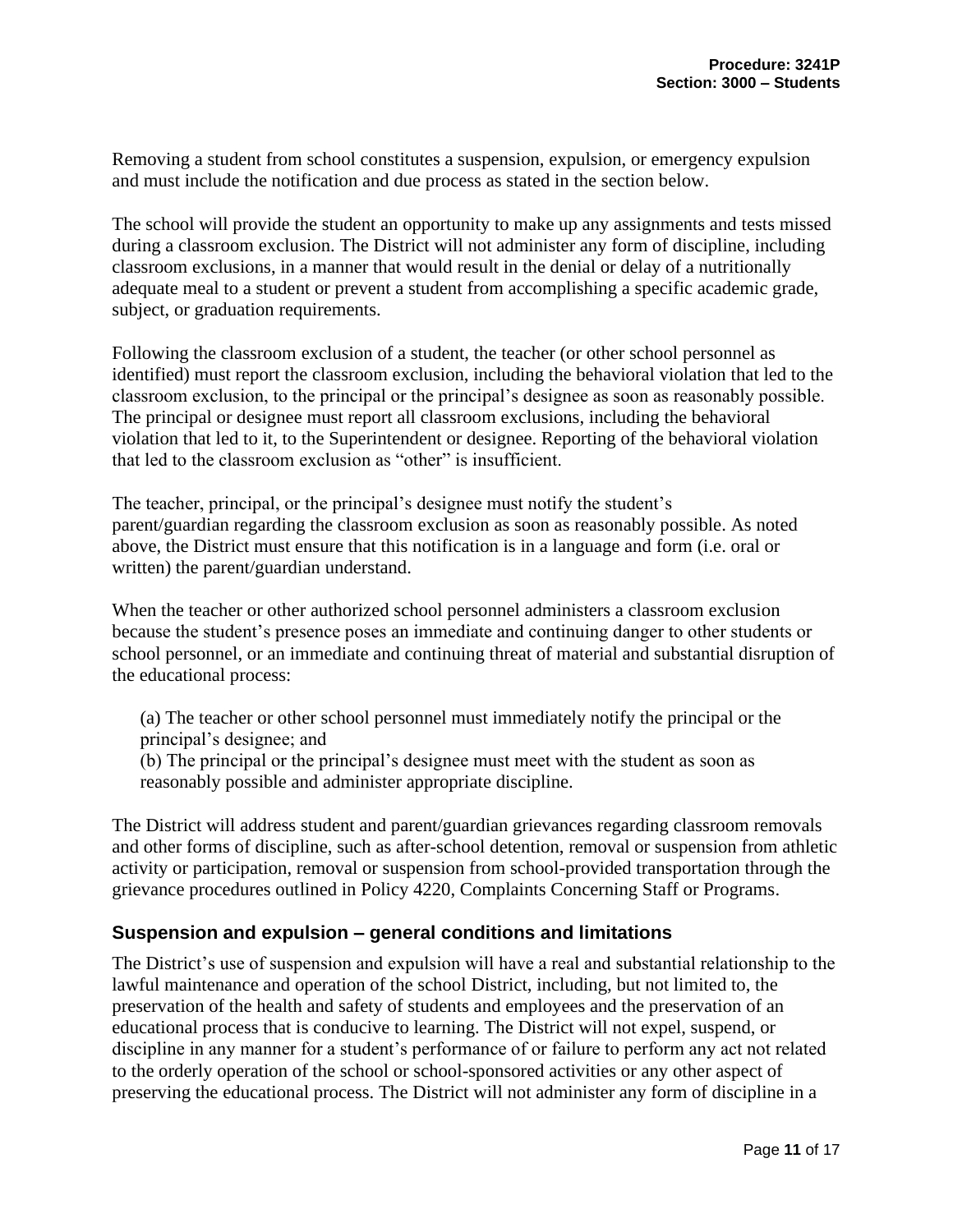Removing a student from school constitutes a suspension, expulsion, or emergency expulsion and must include the notification and due process as stated in the section below.

The school will provide the student an opportunity to make up any assignments and tests missed during a classroom exclusion. The District will not administer any form of discipline, including classroom exclusions, in a manner that would result in the denial or delay of a nutritionally adequate meal to a student or prevent a student from accomplishing a specific academic grade, subject, or graduation requirements.

Following the classroom exclusion of a student, the teacher (or other school personnel as identified) must report the classroom exclusion, including the behavioral violation that led to the classroom exclusion, to the principal or the principal's designee as soon as reasonably possible. The principal or designee must report all classroom exclusions, including the behavioral violation that led to it, to the Superintendent or designee. Reporting of the behavioral violation that led to the classroom exclusion as "other" is insufficient.

The teacher, principal, or the principal's designee must notify the student's parent/guardian regarding the classroom exclusion as soon as reasonably possible. As noted above, the District must ensure that this notification is in a language and form (i.e. oral or written) the parent/guardian understand.

When the teacher or other authorized school personnel administers a classroom exclusion because the student's presence poses an immediate and continuing danger to other students or school personnel, or an immediate and continuing threat of material and substantial disruption of the educational process:

(a) The teacher or other school personnel must immediately notify the principal or the principal's designee; and
(b) The principal or the principal's designee must meet with the student as soon as reasonably possible and administer appropriate discipline.

The District will address student and parent/guardian grievances regarding classroom removals and other forms of discipline, such as after-school detention, removal or suspension from athletic activity or participation, removal or suspension from school-provided transportation through the grievance procedures outlined in Policy 4220, Complaints Concerning Staff or Programs.

## Suspension and expulsion – general conditions and limitations

The District's use of suspension and expulsion will have a real and substantial relationship to the lawful maintenance and operation of the school District, including, but not limited to, the preservation of the health and safety of students and employees and the preservation of an educational process that is conducive to learning. The District will not expel, suspend, or discipline in any manner for a student's performance of or failure to perform any act not related to the orderly operation of the school or school-sponsored activities or any other aspect of preserving the educational process. The District will not administer any form of discipline in a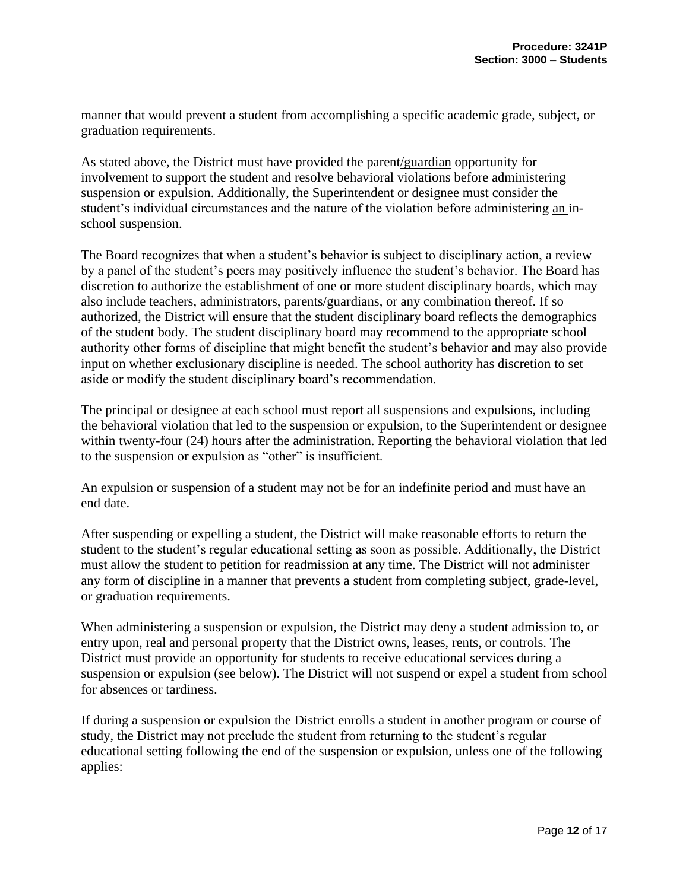manner that would prevent a student from accomplishing a specific academic grade, subject, or graduation requirements.

As stated above, the District must have provided the parent/guardian opportunity for involvement to support the student and resolve behavioral violations before administering suspension or expulsion. Additionally, the Superintendent or designee must consider the student's individual circumstances and the nature of the violation before administering an in-school suspension.

The Board recognizes that when a student's behavior is subject to disciplinary action, a review by a panel of the student's peers may positively influence the student's behavior. The Board has discretion to authorize the establishment of one or more student disciplinary boards, which may also include teachers, administrators, parents/guardians, or any combination thereof. If so authorized, the District will ensure that the student disciplinary board reflects the demographics of the student body. The student disciplinary board may recommend to the appropriate school authority other forms of discipline that might benefit the student's behavior and may also provide input on whether exclusionary discipline is needed. The school authority has discretion to set aside or modify the student disciplinary board's recommendation.

The principal or designee at each school must report all suspensions and expulsions, including the behavioral violation that led to the suspension or expulsion, to the Superintendent or designee within twenty-four (24) hours after the administration. Reporting the behavioral violation that led to the suspension or expulsion as "other" is insufficient.

An expulsion or suspension of a student may not be for an indefinite period and must have an end date.

After suspending or expelling a student, the District will make reasonable efforts to return the student to the student's regular educational setting as soon as possible. Additionally, the District must allow the student to petition for readmission at any time. The District will not administer any form of discipline in a manner that prevents a student from completing subject, grade-level, or graduation requirements.

When administering a suspension or expulsion, the District may deny a student admission to, or entry upon, real and personal property that the District owns, leases, rents, or controls. The District must provide an opportunity for students to receive educational services during a suspension or expulsion (see below). The District will not suspend or expel a student from school for absences or tardiness.

If during a suspension or expulsion the District enrolls a student in another program or course of study, the District may not preclude the student from returning to the student's regular educational setting following the end of the suspension or expulsion, unless one of the following applies: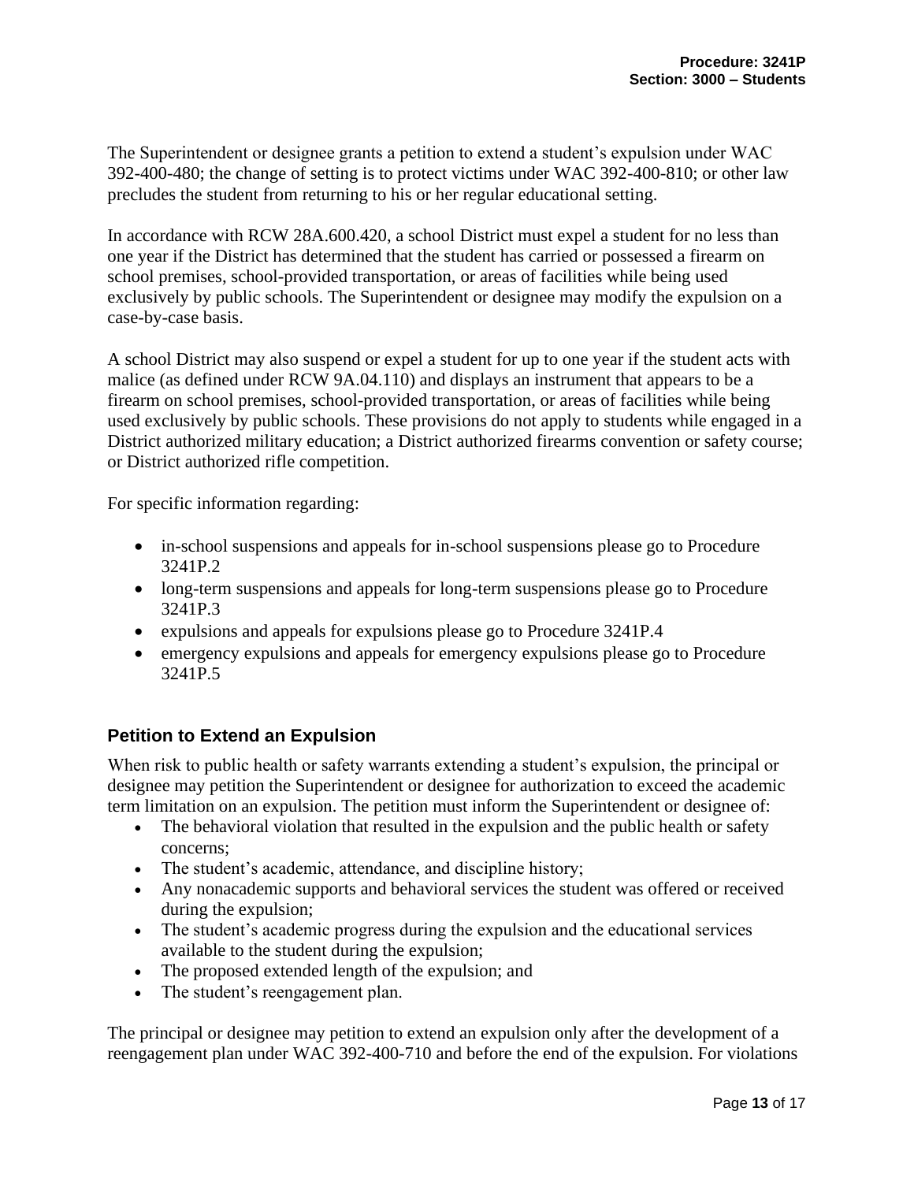The Superintendent or designee grants a petition to extend a student's expulsion under WAC 392-400-480; the change of setting is to protect victims under WAC 392-400-810; or other law precludes the student from returning to his or her regular educational setting.

In accordance with RCW 28A.600.420, a school District must expel a student for no less than one year if the District has determined that the student has carried or possessed a firearm on school premises, school-provided transportation, or areas of facilities while being used exclusively by public schools. The Superintendent or designee may modify the expulsion on a case-by-case basis.

A school District may also suspend or expel a student for up to one year if the student acts with malice (as defined under RCW 9A.04.110) and displays an instrument that appears to be a firearm on school premises, school-provided transportation, or areas of facilities while being used exclusively by public schools. These provisions do not apply to students while engaged in a District authorized military education; a District authorized firearms convention or safety course; or District authorized rifle competition.

For specific information regarding:

- in-school suspensions and appeals for in-school suspensions please go to Procedure 3241P.2
- long-term suspensions and appeals for long-term suspensions please go to Procedure 3241P.3
- expulsions and appeals for expulsions please go to Procedure 3241P.4
- emergency expulsions and appeals for emergency expulsions please go to Procedure 3241P.5

### Petition to Extend an Expulsion

When risk to public health or safety warrants extending a student's expulsion, the principal or designee may petition the Superintendent or designee for authorization to exceed the academic term limitation on an expulsion. The petition must inform the Superintendent or designee of:

- The behavioral violation that resulted in the expulsion and the public health or safety concerns;
- The student's academic, attendance, and discipline history;
- Any nonacademic supports and behavioral services the student was offered or received during the expulsion;
- The student's academic progress during the expulsion and the educational services available to the student during the expulsion;
- The proposed extended length of the expulsion; and
- The student's reengagement plan.

The principal or designee may petition to extend an expulsion only after the development of a reengagement plan under WAC 392-400-710 and before the end of the expulsion. For violations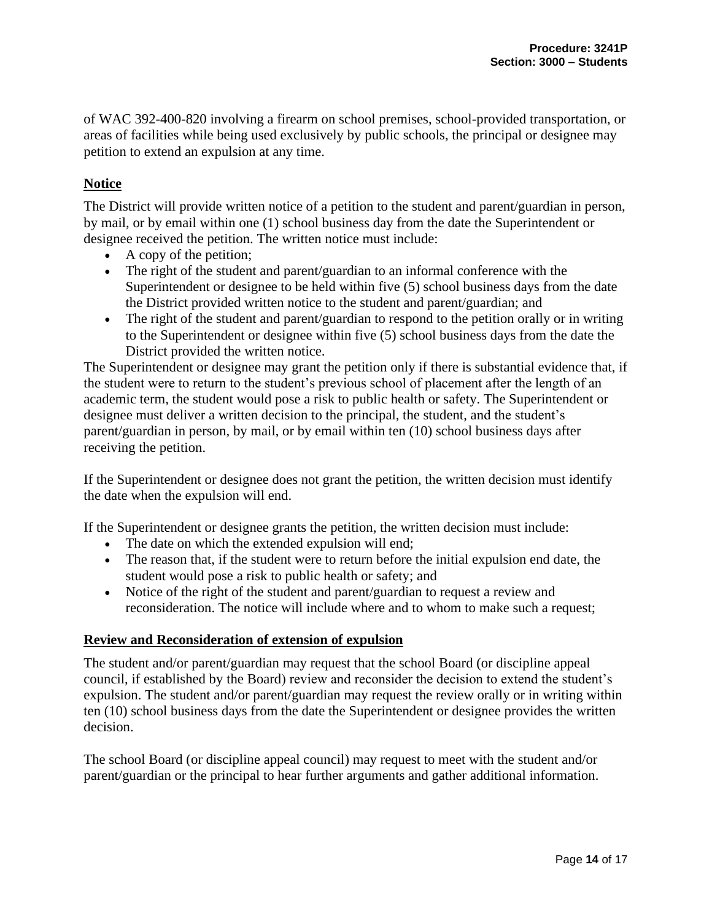of WAC 392-400-820 involving a firearm on school premises, school-provided transportation, or areas of facilities while being used exclusively by public schools, the principal or designee may petition to extend an expulsion at any time.

## Notice

The District will provide written notice of a petition to the student and parent/guardian in person, by mail, or by email within one (1) school business day from the date the Superintendent or designee received the petition. The written notice must include:

- A copy of the petition;
- The right of the student and parent/guardian to an informal conference with the Superintendent or designee to be held within five (5) school business days from the date the District provided written notice to the student and parent/guardian; and
- The right of the student and parent/guardian to respond to the petition orally or in writing to the Superintendent or designee within five (5) school business days from the date the District provided the written notice.

The Superintendent or designee may grant the petition only if there is substantial evidence that, if the student were to return to the student's previous school of placement after the length of an academic term, the student would pose a risk to public health or safety. The Superintendent or designee must deliver a written decision to the principal, the student, and the student's parent/guardian in person, by mail, or by email within ten (10) school business days after receiving the petition.

If the Superintendent or designee does not grant the petition, the written decision must identify the date when the expulsion will end.

If the Superintendent or designee grants the petition, the written decision must include:

- The date on which the extended expulsion will end;
- The reason that, if the student were to return before the initial expulsion end date, the student would pose a risk to public health or safety; and
- Notice of the right of the student and parent/guardian to request a review and reconsideration. The notice will include where and to whom to make such a request;

## Review and Reconsideration of extension of expulsion

The student and/or parent/guardian may request that the school Board (or discipline appeal council, if established by the Board) review and reconsider the decision to extend the student's expulsion. The student and/or parent/guardian may request the review orally or in writing within ten (10) school business days from the date the Superintendent or designee provides the written decision.

The school Board (or discipline appeal council) may request to meet with the student and/or parent/guardian or the principal to hear further arguments and gather additional information.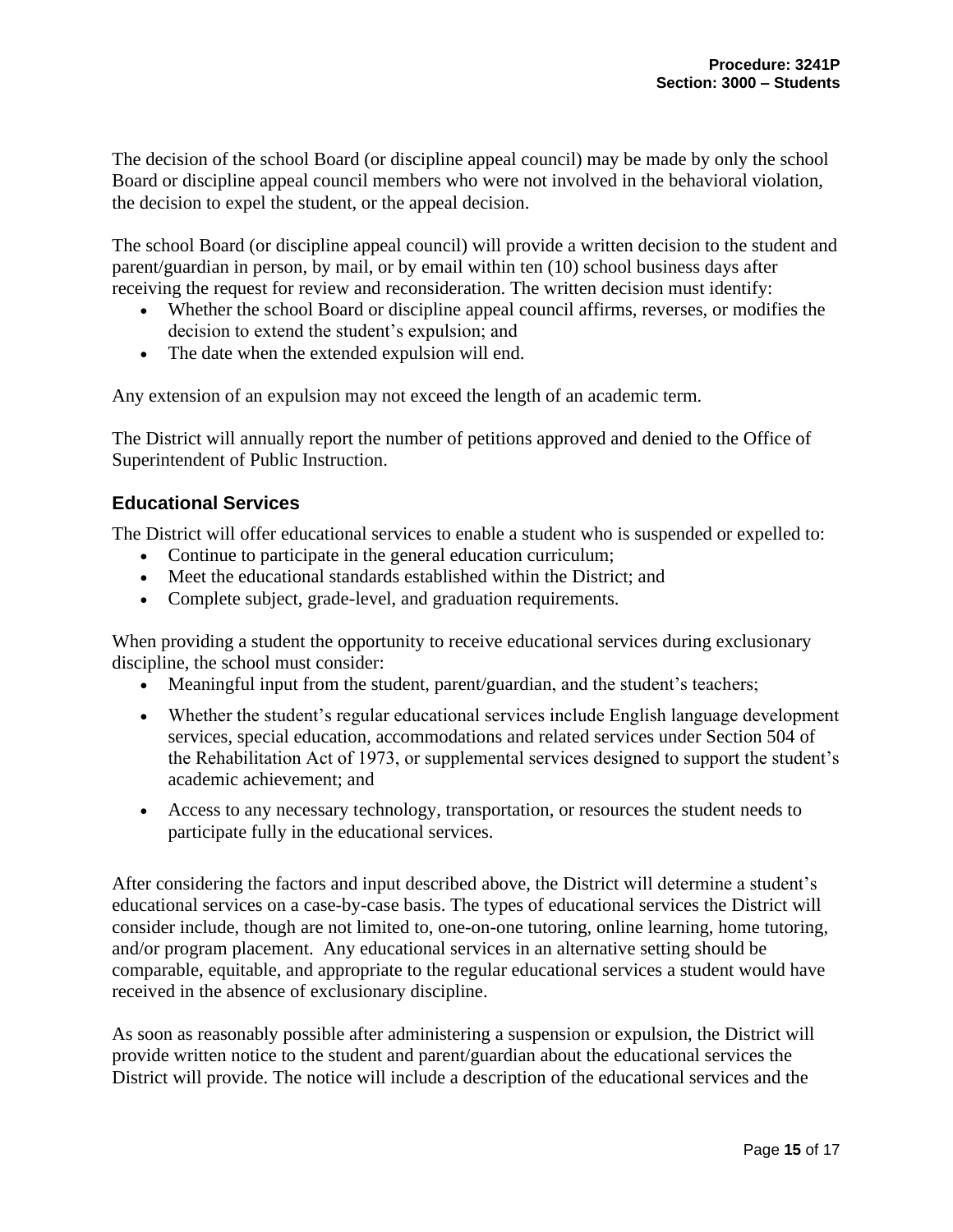The decision of the school Board (or discipline appeal council) may be made by only the school Board or discipline appeal council members who were not involved in the behavioral violation, the decision to expel the student, or the appeal decision.

The school Board (or discipline appeal council) will provide a written decision to the student and parent/guardian in person, by mail, or by email within ten (10) school business days after receiving the request for review and reconsideration. The written decision must identify:

- Whether the school Board or discipline appeal council affirms, reverses, or modifies the decision to extend the student's expulsion; and
- The date when the extended expulsion will end.

Any extension of an expulsion may not exceed the length of an academic term.

The District will annually report the number of petitions approved and denied to the Office of Superintendent of Public Instruction.

## Educational Services

The District will offer educational services to enable a student who is suspended or expelled to:

- Continue to participate in the general education curriculum;
- Meet the educational standards established within the District; and
- Complete subject, grade-level, and graduation requirements.

When providing a student the opportunity to receive educational services during exclusionary discipline, the school must consider:

- Meaningful input from the student, parent/guardian, and the student's teachers;
- Whether the student's regular educational services include English language development services, special education, accommodations and related services under Section 504 of the Rehabilitation Act of 1973, or supplemental services designed to support the student's academic achievement; and
- Access to any necessary technology, transportation, or resources the student needs to participate fully in the educational services.

After considering the factors and input described above, the District will determine a student's educational services on a case-by-case basis. The types of educational services the District will consider include, though are not limited to, one-on-one tutoring, online learning, home tutoring, and/or program placement. Any educational services in an alternative setting should be comparable, equitable, and appropriate to the regular educational services a student would have received in the absence of exclusionary discipline.

As soon as reasonably possible after administering a suspension or expulsion, the District will provide written notice to the student and parent/guardian about the educational services the District will provide. The notice will include a description of the educational services and the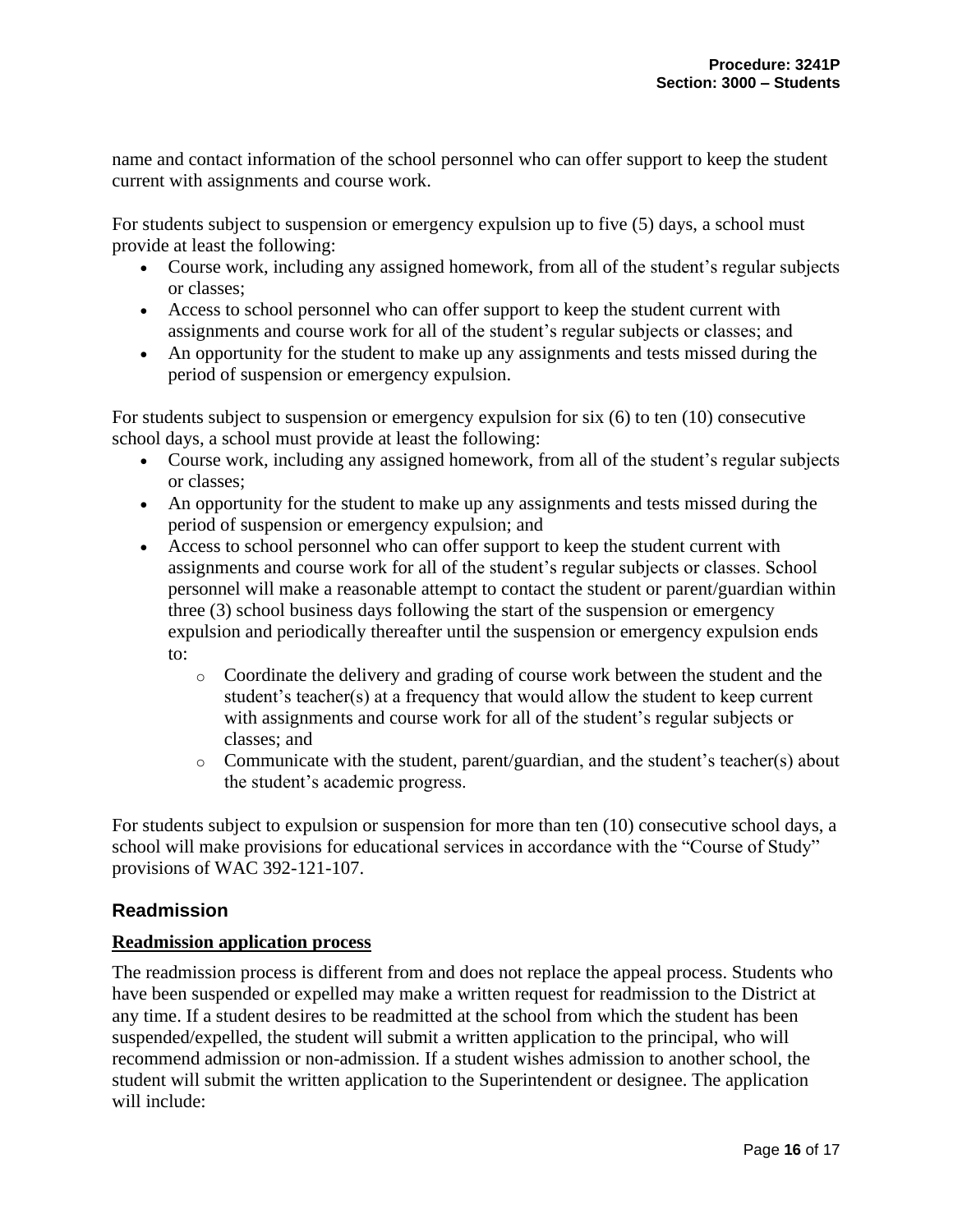name and contact information of the school personnel who can offer support to keep the student current with assignments and course work.

For students subject to suspension or emergency expulsion up to five (5) days, a school must provide at least the following:

- Course work, including any assigned homework, from all of the student's regular subjects or classes;
- Access to school personnel who can offer support to keep the student current with assignments and course work for all of the student's regular subjects or classes; and
- An opportunity for the student to make up any assignments and tests missed during the period of suspension or emergency expulsion.

For students subject to suspension or emergency expulsion for six (6) to ten (10) consecutive school days, a school must provide at least the following:

- Course work, including any assigned homework, from all of the student's regular subjects or classes;
- An opportunity for the student to make up any assignments and tests missed during the period of suspension or emergency expulsion; and
- Access to school personnel who can offer support to keep the student current with assignments and course work for all of the student's regular subjects or classes. School personnel will make a reasonable attempt to contact the student or parent/guardian within three (3) school business days following the start of the suspension or emergency expulsion and periodically thereafter until the suspension or emergency expulsion ends to:
  - Coordinate the delivery and grading of course work between the student and the student's teacher(s) at a frequency that would allow the student to keep current with assignments and course work for all of the student's regular subjects or classes; and
  - Communicate with the student, parent/guardian, and the student's teacher(s) about the student's academic progress.

For students subject to expulsion or suspension for more than ten (10) consecutive school days, a school will make provisions for educational services in accordance with the "Course of Study" provisions of WAC 392-121-107.

## Readmission

### Readmission application process

The readmission process is different from and does not replace the appeal process. Students who have been suspended or expelled may make a written request for readmission to the District at any time. If a student desires to be readmitted at the school from which the student has been suspended/expelled, the student will submit a written application to the principal, who will recommend admission or non-admission. If a student wishes admission to another school, the student will submit the written application to the Superintendent or designee. The application will include: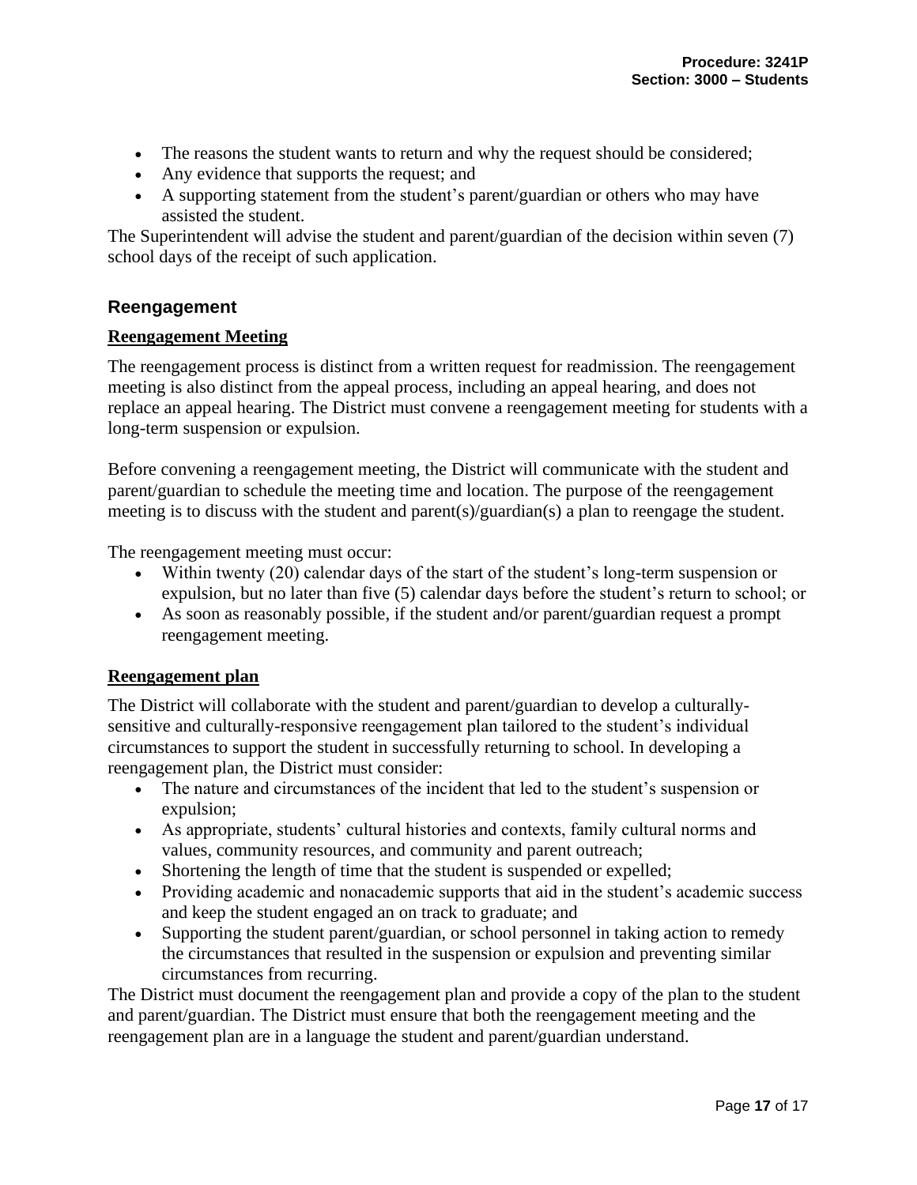- The reasons the student wants to return and why the request should be considered;
- Any evidence that supports the request; and
- A supporting statement from the student's parent/guardian or others who may have assisted the student.

The Superintendent will advise the student and parent/guardian of the decision within seven (7) school days of the receipt of such application.

## Reengagement

### Reengagement Meeting

The reengagement process is distinct from a written request for readmission. The reengagement meeting is also distinct from the appeal process, including an appeal hearing, and does not replace an appeal hearing. The District must convene a reengagement meeting for students with a long-term suspension or expulsion.

Before convening a reengagement meeting, the District will communicate with the student and parent/guardian to schedule the meeting time and location. The purpose of the reengagement meeting is to discuss with the student and parent(s)/guardian(s) a plan to reengage the student.

The reengagement meeting must occur:

- Within twenty (20) calendar days of the start of the student's long-term suspension or expulsion, but no later than five (5) calendar days before the student's return to school; or
- As soon as reasonably possible, if the student and/or parent/guardian request a prompt reengagement meeting.

### Reengagement plan

The District will collaborate with the student and parent/guardian to develop a culturally-sensitive and culturally-responsive reengagement plan tailored to the student's individual circumstances to support the student in successfully returning to school. In developing a reengagement plan, the District must consider:

- The nature and circumstances of the incident that led to the student's suspension or expulsion;
- As appropriate, students' cultural histories and contexts, family cultural norms and values, community resources, and community and parent outreach;
- Shortening the length of time that the student is suspended or expelled;
- Providing academic and nonacademic supports that aid in the student's academic success and keep the student engaged an on track to graduate; and
- Supporting the student parent/guardian, or school personnel in taking action to remedy the circumstances that resulted in the suspension or expulsion and preventing similar circumstances from recurring.

The District must document the reengagement plan and provide a copy of the plan to the student and parent/guardian. The District must ensure that both the reengagement meeting and the reengagement plan are in a language the student and parent/guardian understand.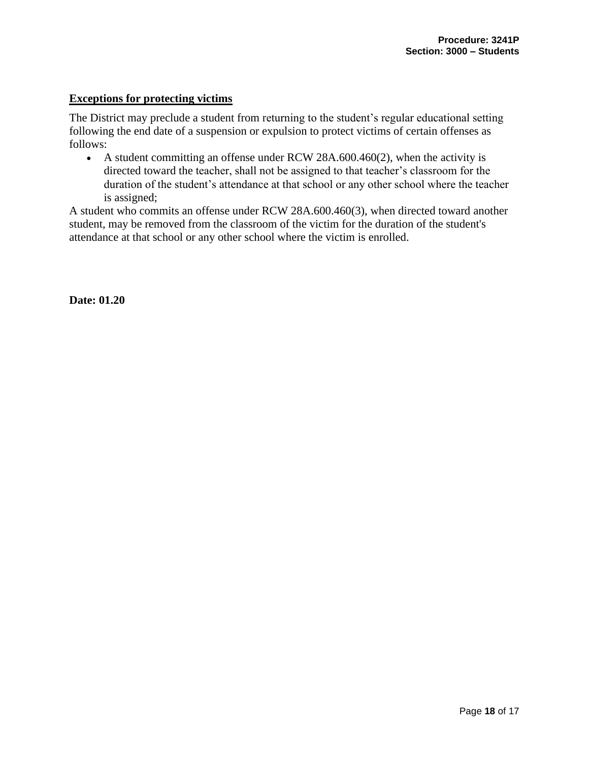**Exceptions for protecting victims**

The District may preclude a student from returning to the student's regular educational setting following the end date of a suspension or expulsion to protect victims of certain offenses as follows:

- A student committing an offense under RCW 28A.600.460(2), when the activity is directed toward the teacher, shall not be assigned to that teacher's classroom for the duration of the student's attendance at that school or any other school where the teacher is assigned;

A student who commits an offense under RCW 28A.600.460(3), when directed toward another student, may be removed from the classroom of the victim for the duration of the student's attendance at that school or any other school where the victim is enrolled.

**Date: 01.20**